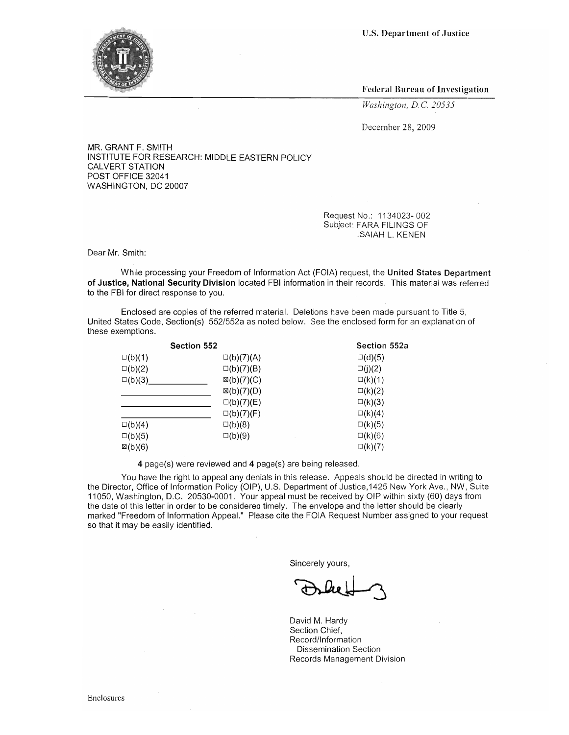U.S. Department of Justice

Federal Bureau of Investigation

*Washington, D.C. 20535*

December 28, 2009

MR. GRANT F. SMITH
INSTITUTE FOR RESEARCH: MIDDLE EASTERN POLICY
CALVERT STATION
POST OFFICE 32041
WASHINGTON, DC 20007

Request No.: 1134023- 002
Subject: FARA FILINGS OF
ISAIAH L. KENEN

Dear Mr. Smith:

While processing your Freedom of Information Act (FOIA) request, the **United States Department of Justice, National Security Division** located FBI information in their records. This material was referred to the FBI for direct response to you.

Enclosed are copies of the referred material. Deletions have been made pursuant to Title 5, United States Code, Section(s) 552/552a as noted below. See the enclosed form for an explanation of these exemptions.

| Section 552 | | Section 552a |
|---|---|---|
| □(b)(1) | □(b)(7)(A) | □(d)(5) |
| □(b)(2) | □(b)(7)(B) | □(j)(2) |
| □(b)(3)\_\_\_\_\_\_\_\_\_\_ | ☒(b)(7)(C) | □(k)(1) |
| \_\_\_\_\_\_\_\_\_\_\_\_\_\_ | ☒(b)(7)(D) | □(k)(2) |
| \_\_\_\_\_\_\_\_\_\_\_\_\_\_ | □(b)(7)(E) | □(k)(3) |
| \_\_\_\_\_\_\_\_\_\_\_\_\_\_ | □(b)(7)(F) | □(k)(4) |
| □(b)(4) | □(b)(8) | □(k)(5) |
| □(b)(5) | □(b)(9) | □(k)(6) |
| ☒(b)(6) | | □(k)(7) |

**4** page(s) were reviewed and **4** page(s) are being released.

You have the right to appeal any denials in this release. Appeals should be directed in writing to the Director, Office of Information Policy (OIP), U.S. Department of Justice,1425 New York Ave., NW, Suite 11050, Washington, D.C. 20530-0001. Your appeal must be received by OIP within sixty (60) days from the date of this letter in order to be considered timely. The envelope and the letter should be clearly marked "Freedom of Information Appeal." Please cite the FOIA Request Number assigned to your request so that it may be easily identified.

Sincerely yours,

David M. Hardy
Section Chief,
Record/Information
Dissemination Section
Records Management Division

Enclosures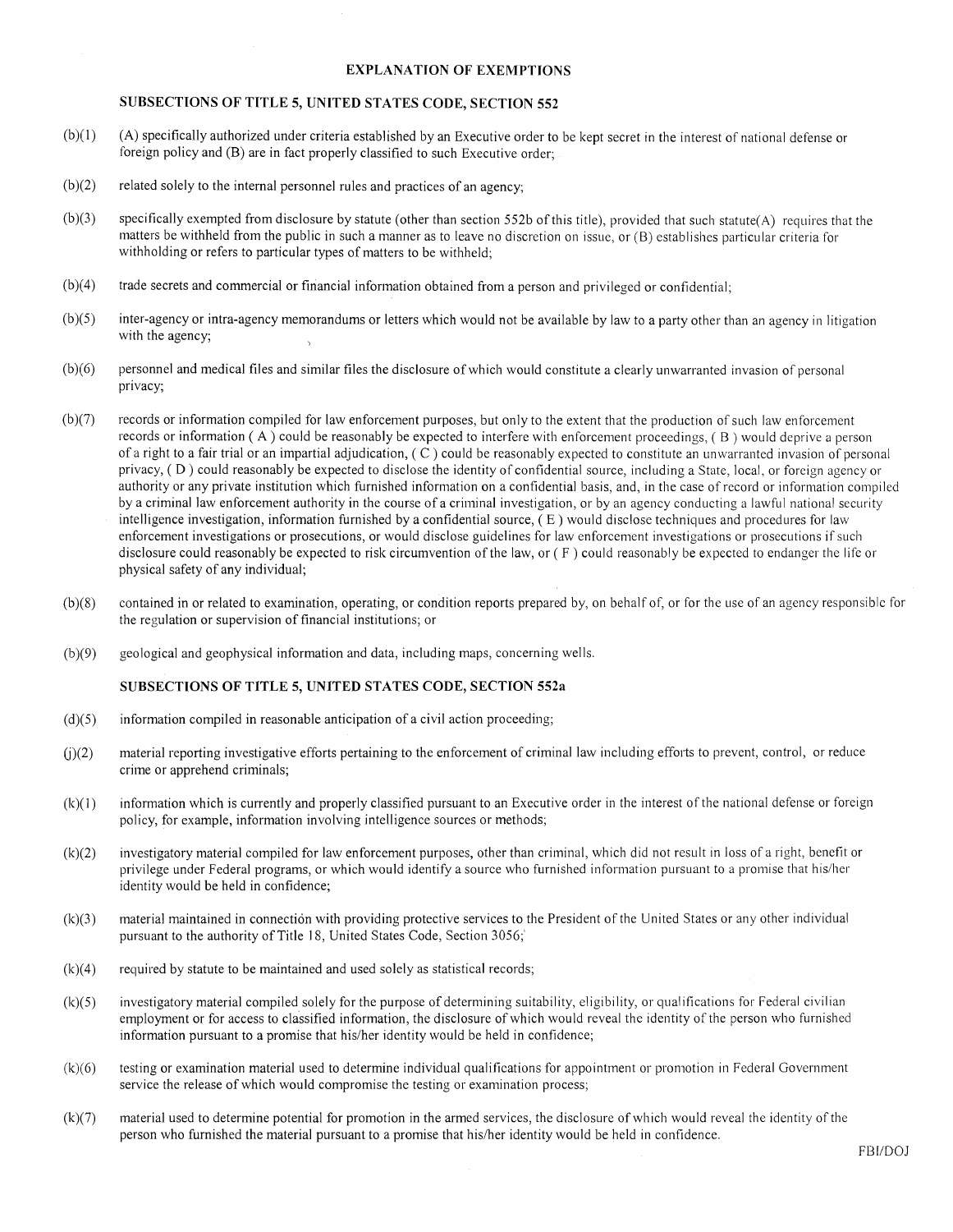# EXPLANATION OF EXEMPTIONS

## SUBSECTIONS OF TITLE 5, UNITED STATES CODE, SECTION 552

(b)(1) (A) specifically authorized under criteria established by an Executive order to be kept secret in the interest of national defense or foreign policy and (B) are in fact properly classified to such Executive order;

(b)(2) related solely to the internal personnel rules and practices of an agency;

(b)(3) specifically exempted from disclosure by statute (other than section 552b of this title), provided that such statute(A) requires that the matters be withheld from the public in such a manner as to leave no discretion on issue, or (B) establishes particular criteria for withholding or refers to particular types of matters to be withheld;

(b)(4) trade secrets and commercial or financial information obtained from a person and privileged or confidential;

(b)(5) inter-agency or intra-agency memorandums or letters which would not be available by law to a party other than an agency in litigation with the agency;

(b)(6) personnel and medical files and similar files the disclosure of which would constitute a clearly unwarranted invasion of personal privacy;

(b)(7) records or information compiled for law enforcement purposes, but only to the extent that the production of such law enforcement records or information ( A ) could be reasonably be expected to interfere with enforcement proceedings, ( B ) would deprive a person of a right to a fair trial or an impartial adjudication, ( C ) could be reasonably expected to constitute an unwarranted invasion of personal privacy, ( D ) could reasonably be expected to disclose the identity of confidential source, including a State, local, or foreign agency or authority or any private institution which furnished information on a confidential basis, and, in the case of record or information compiled by a criminal law enforcement authority in the course of a criminal investigation, or by an agency conducting a lawful national security intelligence investigation, information furnished by a confidential source, ( E ) would disclose techniques and procedures for law enforcement investigations or prosecutions, or would disclose guidelines for law enforcement investigations or prosecutions if such disclosure could reasonably be expected to risk circumvention of the law, or ( F ) could reasonably be expected to endanger the life or physical safety of any individual;

(b)(8) contained in or related to examination, operating, or condition reports prepared by, on behalf of, or for the use of an agency responsible for the regulation or supervision of financial institutions; or

(b)(9) geological and geophysical information and data, including maps, concerning wells.

## SUBSECTIONS OF TITLE 5, UNITED STATES CODE, SECTION 552a

(d)(5) information compiled in reasonable anticipation of a civil action proceeding;

(j)(2) material reporting investigative efforts pertaining to the enforcement of criminal law including efforts to prevent, control, or reduce crime or apprehend criminals;

(k)(1) information which is currently and properly classified pursuant to an Executive order in the interest of the national defense or foreign policy, for example, information involving intelligence sources or methods;

(k)(2) investigatory material compiled for law enforcement purposes, other than criminal, which did not result in loss of a right, benefit or privilege under Federal programs, or which would identify a source who furnished information pursuant to a promise that his/her identity would be held in confidence;

(k)(3) material maintained in connection with providing protective services to the President of the United States or any other individual pursuant to the authority of Title 18, United States Code, Section 3056;

(k)(4) required by statute to be maintained and used solely as statistical records;

(k)(5) investigatory material compiled solely for the purpose of determining suitability, eligibility, or qualifications for Federal civilian employment or for access to classified information, the disclosure of which would reveal the identity of the person who furnished information pursuant to a promise that his/her identity would be held in confidence;

(k)(6) testing or examination material used to determine individual qualifications for appointment or promotion in Federal Government service the release of which would compromise the testing or examination process;

(k)(7) material used to determine potential for promotion in the armed services, the disclosure of which would reveal the identity of the person who furnished the material pursuant to a promise that his/her identity would be held in confidence.

FBI/DOJ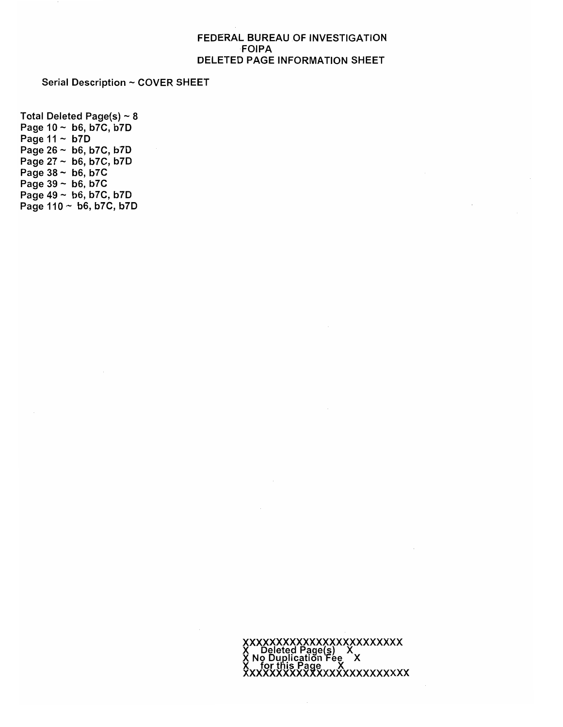# FEDERAL BUREAU OF INVESTIGATION
## FOIPA
## DELETED PAGE INFORMATION SHEET

Serial Description ~ COVER SHEET

Total Deleted Page(s) ~ 8
Page 10 ~ b6, b7C, b7D
Page 11 ~ b7D
Page 26 ~ b6, b7C, b7D
Page 27 ~ b6, b7C, b7D
Page 38 ~ b6, b7C
Page 39 ~ b6, b7C
Page 49 ~ b6, b7C, b7D
Page 110 ~ b6, b7C, b7D

```
XXXXXXXXXXXXXXXXXXXXXXXX
X    Deleted Page(s)    X
X No Duplication Fee    X
X    for this Page      X
XXXXXXXXXXXXXXXXXXXXXXXX
```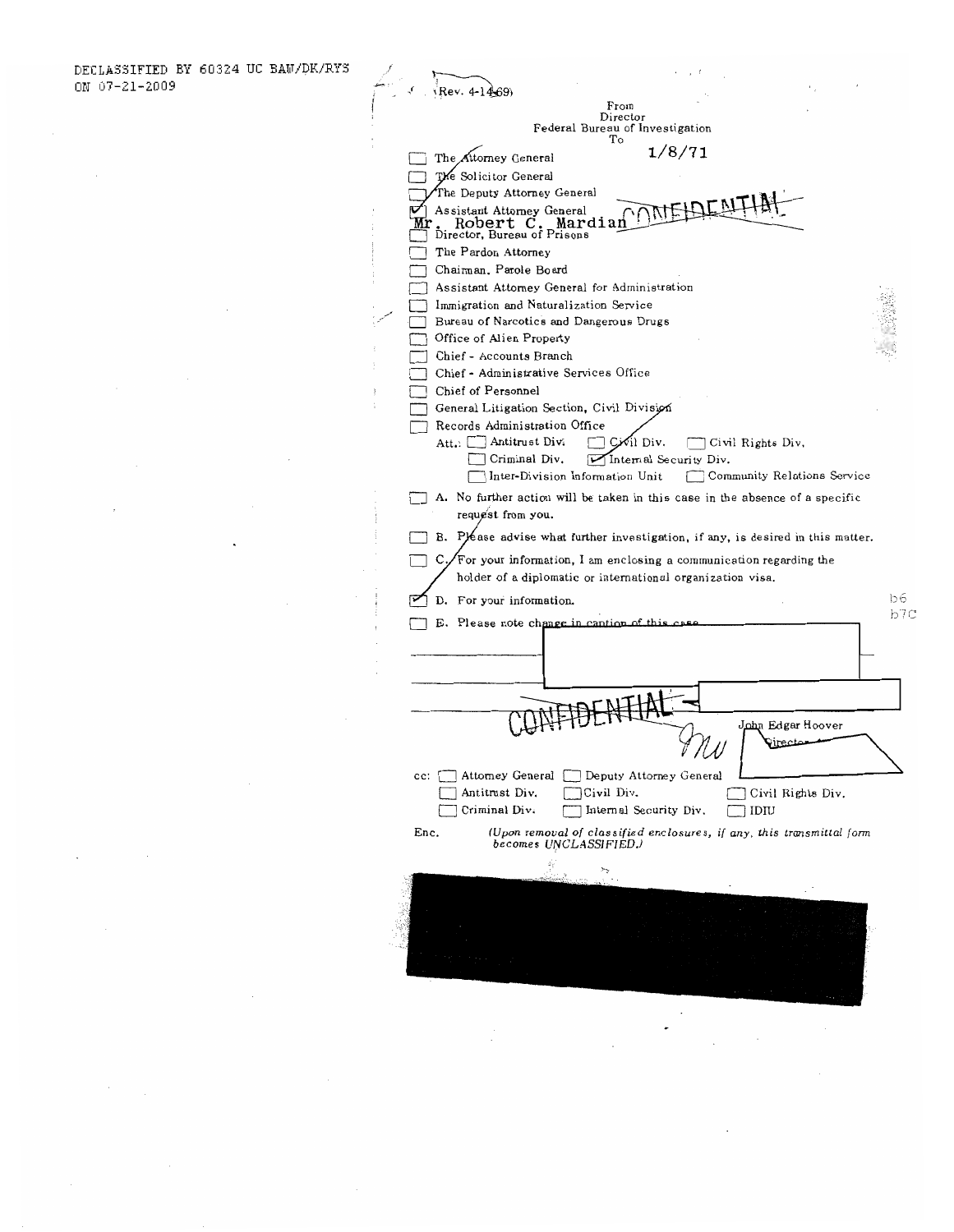DECLASSIFIED BY 60324 UC BAW/DK/RYS ON 07-21-2009

(Rev. 4-14-69)

From
Director
Federal Bureau of Investigation
To

1/8/71

- [ ] The Attorney General
- [ ] The Solicitor General
- [ ] The Deputy Attorney General
- [x] Assistant Attorney General
  Mr. Robert C. Mardian
- [ ] Director, Bureau of Prisons
- [ ] The Pardon Attorney
- [ ] Chairman, Parole Board
- [ ] Assistant Attorney General for Administration
- [ ] Immigration and Naturalization Service
- [ ] Bureau of Narcotics and Dangerous Drugs
- [ ] Office of Alien Property
- [ ] Chief - Accounts Branch
- [ ] Chief - Administrative Services Office
- [ ] Chief of Personnel
- [ ] General Litigation Section, Civil Division
- [ ] Records Administration Office

Att.: [ ] Antitrust Div. [ ] Civil Div. [ ] Civil Rights Div.
[ ] Criminal Div. [x] Internal Security Div.
[ ] Inter-Division Information Unit [ ] Community Relations Service

- [ ] A. No further action will be taken in this case in the absence of a specific request from you.
- [ ] B. Please advise what further investigation, if any, is desired in this matter.
- [ ] C. For your information, I am enclosing a communication regarding the holder of a diplomatic or international organization visa.
- [x] D. For your information.
- [ ] E. Please note change in caption of this case.

b6
b7C

CONFIDENTIAL

John Edgar Hoover
Director

cc: [ ] Attorney General [ ] Deputy Attorney General
[ ] Antitrust Div. [ ] Civil Div. [ ] Civil Rights Div.
[ ] Criminal Div. [ ] Internal Security Div. [ ] IDIU

Enc. *(Upon removal of classified enclosures, if any, this transmittal form becomes UNCLASSIFIED.)*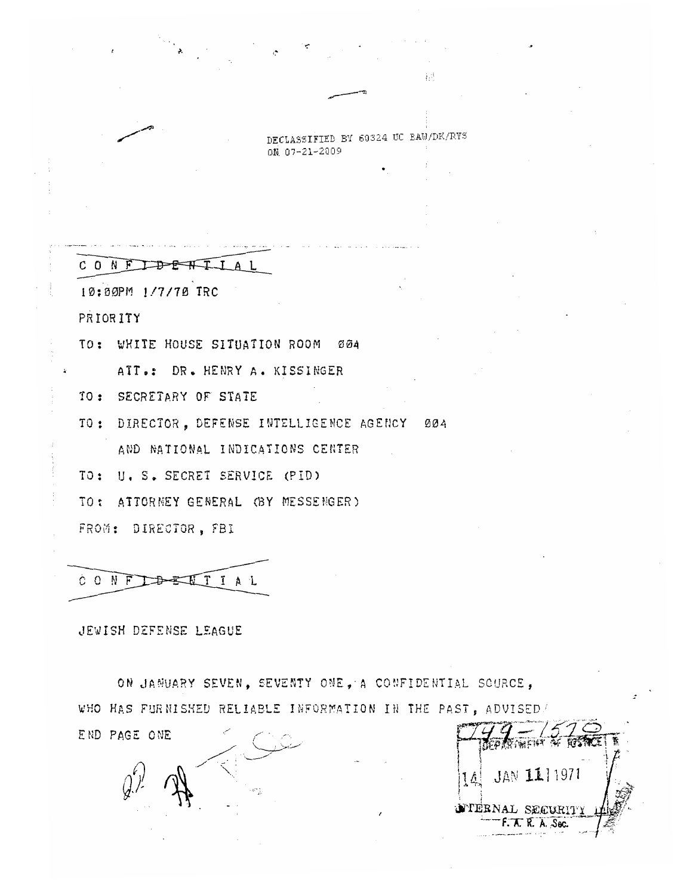DECLASSIFIED BY 60324 UC BAW/DK/RYS
ON 07-21-2009

~~CONFIDENTIAL~~

10:00PM 1/7/70 TRC

PRIORITY

TO: WHITE HOUSE SITUATION ROOM 004

ATT.: DR. HENRY A. KISSINGER

TO: SECRETARY OF STATE

TO: DIRECTOR, DEFENSE INTELLIGENCE AGENCY 004

AND NATIONAL INDICATIONS CENTER

TO: U. S. SECRET SERVICE (PID)

TO: ATTORNEY GENERAL (BY MESSENGER)

FROM: DIRECTOR, FBI

~~CONFIDENTIAL~~

JEWISH DEFENSE LEAGUE

ON JANUARY SEVEN, SEVENTY ONE, A CONFIDENTIAL SOURCE, WHO HAS FURNISHED RELIABLE INFORMATION IN THE PAST, ADVISED

END PAGE ONE

144-1510

DEPARTMENT OF JUSTICE

14 JAN 11 1971

INTERNAL SECURITY

F. A. R. A. Sec.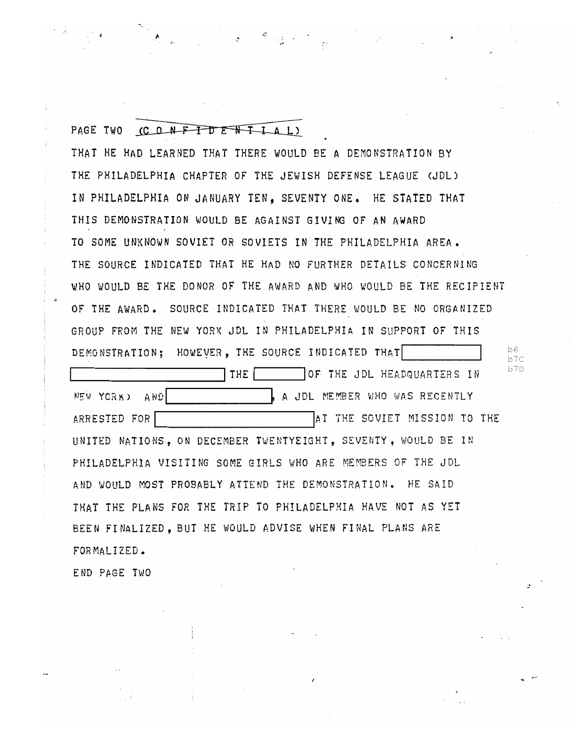PAGE TWO ~~(C O N F I D E N T I A L)~~

THAT HE HAD LEARNED THAT THERE WOULD BE A DEMONSTRATION BY THE PHILADELPHIA CHAPTER OF THE JEWISH DEFENSE LEAGUE (JDL) IN PHILADELPHIA ON JANUARY TEN, SEVENTY ONE. HE STATED THAT THIS DEMONSTRATION WOULD BE AGAINST GIVING OF AN AWARD TO SOME UNKNOWN SOVIET OR SOVIETS IN THE PHILADELPHIA AREA. THE SOURCE INDICATED THAT HE HAD NO FURTHER DETAILS CONCERNING WHO WOULD BE THE DONOR OF THE AWARD AND WHO WOULD BE THE RECIPIENT OF THE AWARD. SOURCE INDICATED THAT THERE WOULD BE NO ORGANIZED GROUP FROM THE NEW YORK JDL IN PHILADELPHIA IN SUPPORT OF THIS DEMONSTRATION; HOWEVER, THE SOURCE INDICATED THAT [REDACTED] [REDACTED] THE [REDACTED] OF THE JDL HEADQUARTERS IN NEW YORK) AND [REDACTED], A JDL MEMBER WHO WAS RECENTLY ARRESTED FOR [REDACTED] AT THE SOVIET MISSION TO THE UNITED NATIONS, ON DECEMBER TWENTYEIGHT, SEVENTY, WOULD BE IN PHILADELPHIA VISITING SOME GIRLS WHO ARE MEMBERS OF THE JDL AND WOULD MOST PROBABLY ATTEND THE DEMONSTRATION. HE SAID THAT THE PLANS FOR THE TRIP TO PHILADELPHIA HAVE NOT AS YET BEEN FINALIZED, BUT HE WOULD ADVISE WHEN FINAL PLANS ARE FORMALIZED.

b6
b7C
b7D

END PAGE TWO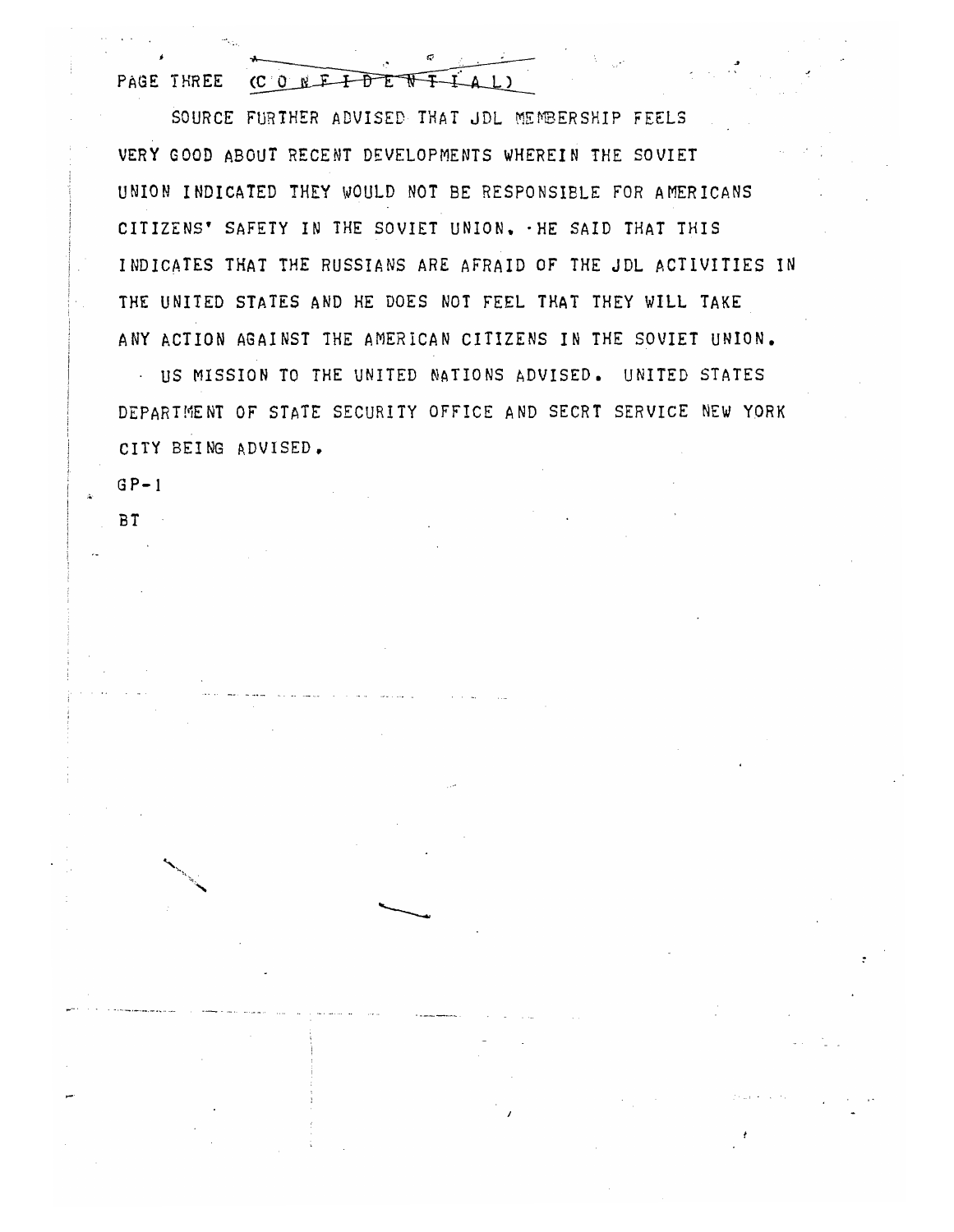PAGE THREE (C O N F I D E N T I A L)

SOURCE FURTHER ADVISED THAT JDL MEMBERSHIP FEELS VERY GOOD ABOUT RECENT DEVELOPMENTS WHEREIN THE SOVIET UNION INDICATED THEY WOULD NOT BE RESPONSIBLE FOR AMERICANS CITIZENS' SAFETY IN THE SOVIET UNION. HE SAID THAT THIS INDICATES THAT THE RUSSIANS ARE AFRAID OF THE JDL ACTIVITIES IN THE UNITED STATES AND HE DOES NOT FEEL THAT THEY WILL TAKE ANY ACTION AGAINST THE AMERICAN CITIZENS IN THE SOVIET UNION.

US MISSION TO THE UNITED NATIONS ADVISED. UNITED STATES DEPARTMENT OF STATE SECURITY OFFICE AND SECRT SERVICE NEW YORK CITY BEING ADVISED.

GP-1

BT